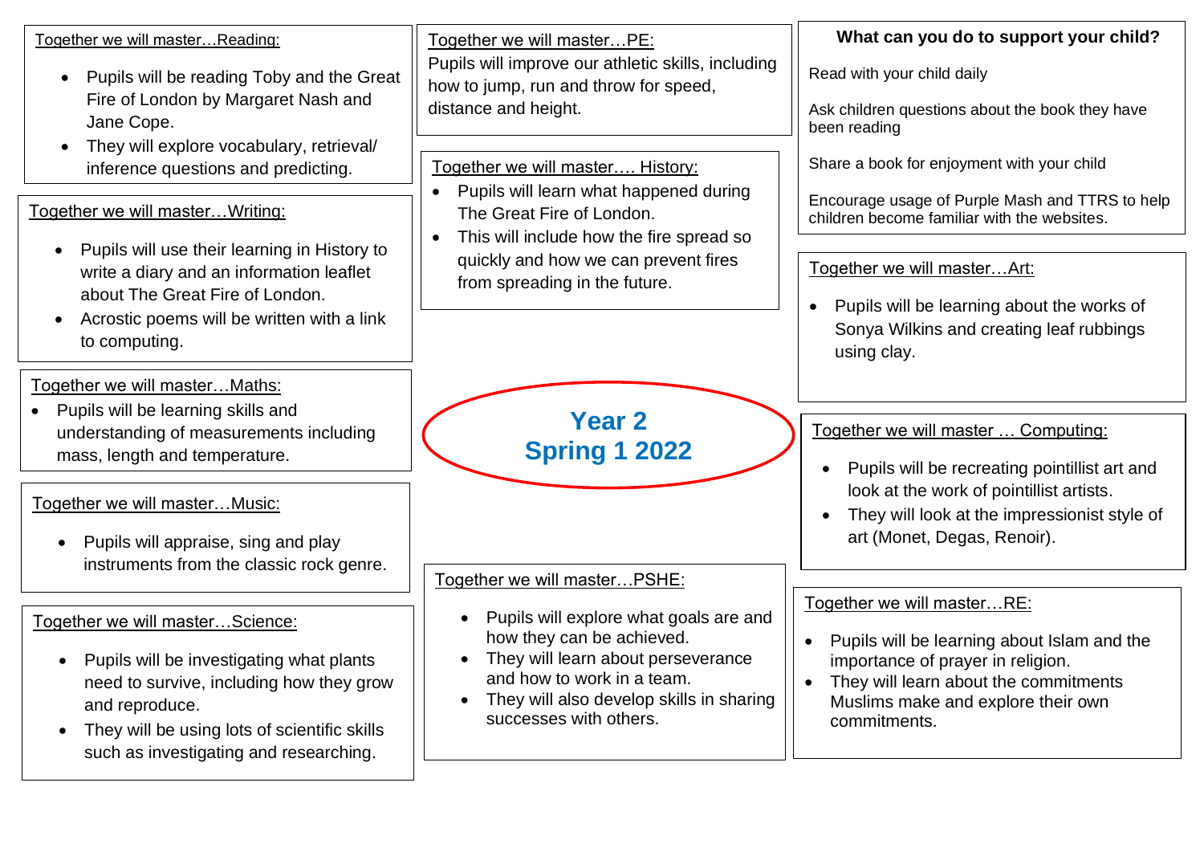# Year 2
# Spring 1 2022

## Together we will master…Reading:

- Pupils will be reading Toby and the Great Fire of London by Margaret Nash and Jane Cope.
- They will explore vocabulary, retrieval/ inference questions and predicting.

## Together we will master…Writing:

- Pupils will use their learning in History to write a diary and an information leaflet about The Great Fire of London.
- Acrostic poems will be written with a link to computing.

## Together we will master…Maths:

- Pupils will be learning skills and understanding of measurements including mass, length and temperature.

## Together we will master…Music:

- Pupils will appraise, sing and play instruments from the classic rock genre.

## Together we will master…Science:

- Pupils will be investigating what plants need to survive, including how they grow and reproduce.
- They will be using lots of scientific skills such as investigating and researching.

## Together we will master…PE:

Pupils will improve our athletic skills, including how to jump, run and throw for speed, distance and height.

## Together we will master…. History:

- Pupils will learn what happened during The Great Fire of London.
- This will include how the fire spread so quickly and how we can prevent fires from spreading in the future.

## Together we will master…PSHE:

- Pupils will explore what goals are and how they can be achieved.
- They will learn about perseverance and how to work in a team.
- They will also develop skills in sharing successes with others.

## What can you do to support your child?

Read with your child daily

Ask children questions about the book they have been reading

Share a book for enjoyment with your child

Encourage usage of Purple Mash and TTRS to help children become familiar with the websites.

## Together we will master…Art:

- Pupils will be learning about the works of Sonya Wilkins and creating leaf rubbings using clay.

## Together we will master … Computing:

- Pupils will be recreating pointillist art and look at the work of pointillist artists.
- They will look at the impressionist style of art (Monet, Degas, Renoir).

## Together we will master…RE:

- Pupils will be learning about Islam and the importance of prayer in religion.
- They will learn about the commitments Muslims make and explore their own commitments.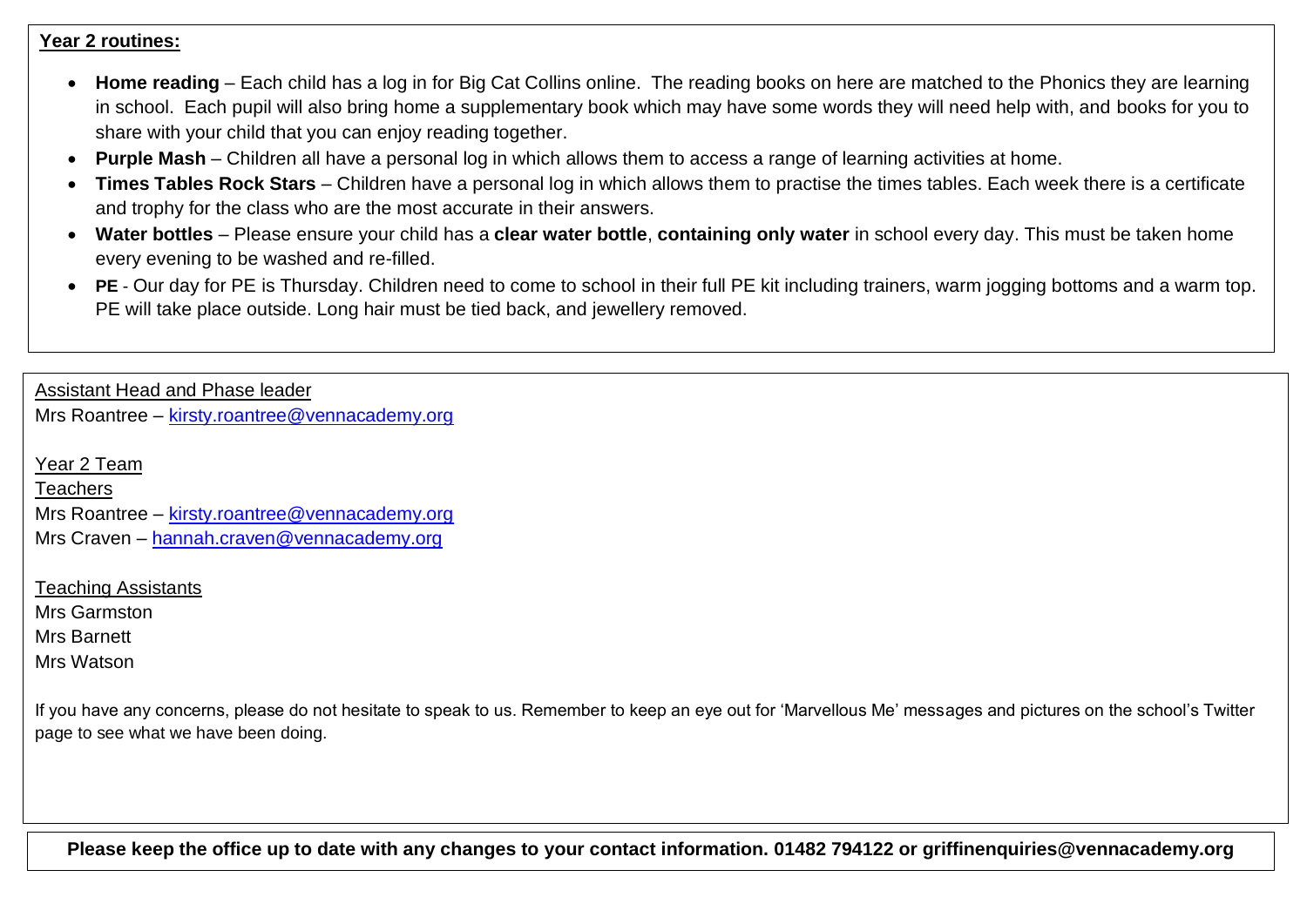**Year 2 routines:**

- **Home reading** – Each child has a log in for Big Cat Collins online. The reading books on here are matched to the Phonics they are learning in school. Each pupil will also bring home a supplementary book which may have some words they will need help with, and books for you to share with your child that you can enjoy reading together.
- **Purple Mash** – Children all have a personal log in which allows them to access a range of learning activities at home.
- **Times Tables Rock Stars** – Children have a personal log in which allows them to practise the times tables. Each week there is a certificate and trophy for the class who are the most accurate in their answers.
- **Water bottles** – Please ensure your child has a **clear water bottle**, **containing only water** in school every day. This must be taken home every evening to be washed and re-filled.
- **PE** - Our day for PE is Thursday. Children need to come to school in their full PE kit including trainers, warm jogging bottoms and a warm top. PE will take place outside. Long hair must be tied back, and jewellery removed.

Assistant Head and Phase leader
Mrs Roantree – kirsty.roantree@vennacademy.org

Year 2 Team
Teachers
Mrs Roantree – kirsty.roantree@vennacademy.org
Mrs Craven – hannah.craven@vennacademy.org

Teaching Assistants
Mrs Garmston
Mrs Barnett
Mrs Watson

If you have any concerns, please do not hesitate to speak to us. Remember to keep an eye out for 'Marvellous Me' messages and pictures on the school's Twitter page to see what we have been doing.

**Please keep the office up to date with any changes to your contact information. 01482 794122 or griffinenquiries@vennacademy.org**